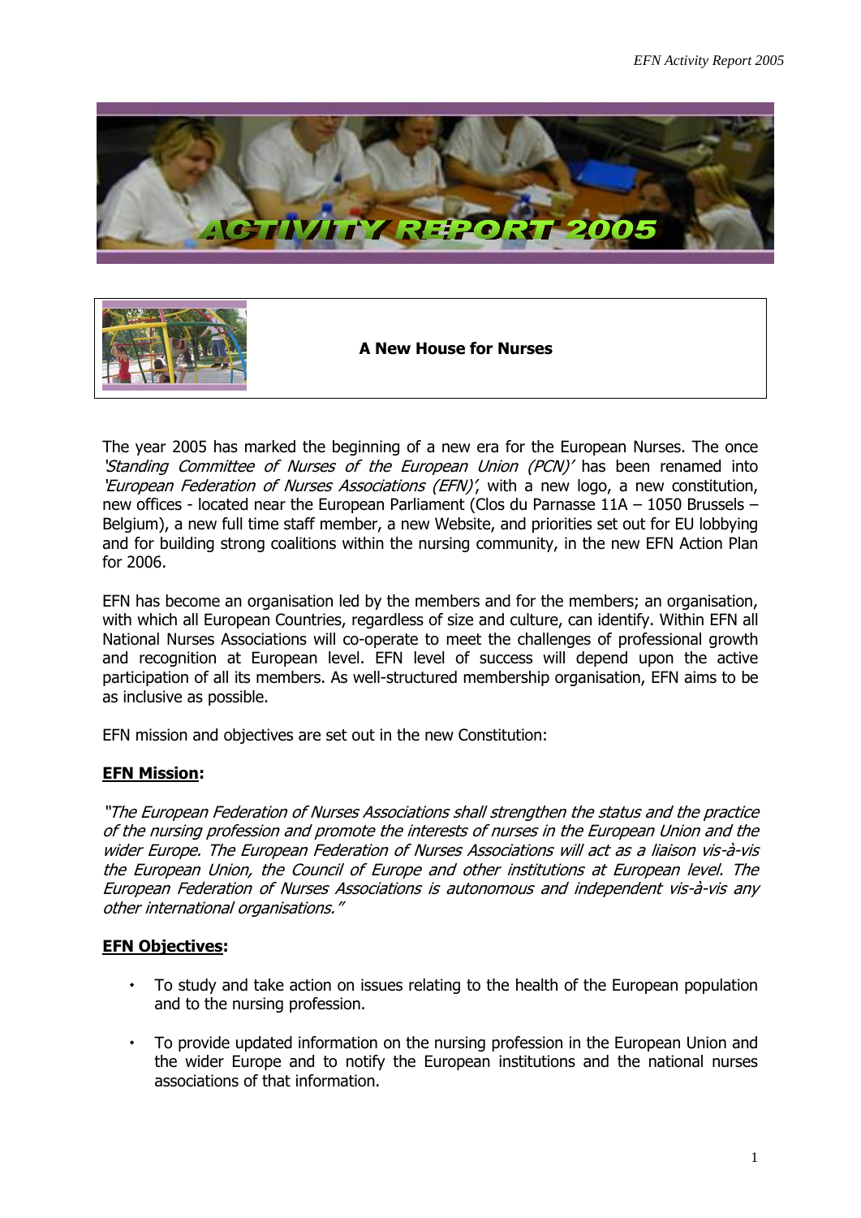# ACTIVITY REPORT 2005

## A New House for Nurses

The year 2005 has marked the beginning of a new era for the European Nurses. The once *'Standing Committee of Nurses of the European Union (PCN)'* has been renamed into *'European Federation of Nurses Associations (EFN)'*, with a new logo, a new constitution, new offices - located near the European Parliament (Clos du Parnasse 11A – 1050 Brussels – Belgium), a new full time staff member, a new Website, and priorities set out for EU lobbying and for building strong coalitions within the nursing community, in the new EFN Action Plan for 2006.

EFN has become an organisation led by the members and for the members; an organisation, with which all European Countries, regardless of size and culture, can identify. Within EFN all National Nurses Associations will co-operate to meet the challenges of professional growth and recognition at European level. EFN level of success will depend upon the active participation of all its members. As well-structured membership organisation, EFN aims to be as inclusive as possible.

EFN mission and objectives are set out in the new Constitution:

**EFN Mission:**

*"The European Federation of Nurses Associations shall strengthen the status and the practice of the nursing profession and promote the interests of nurses in the European Union and the wider Europe. The European Federation of Nurses Associations will act as a liaison vis-à-vis the European Union, the Council of Europe and other institutions at European level. The European Federation of Nurses Associations is autonomous and independent vis-à-vis any other international organisations."*

**EFN Objectives:**

- To study and take action on issues relating to the health of the European population and to the nursing profession.
- To provide updated information on the nursing profession in the European Union and the wider Europe and to notify the European institutions and the national nurses associations of that information.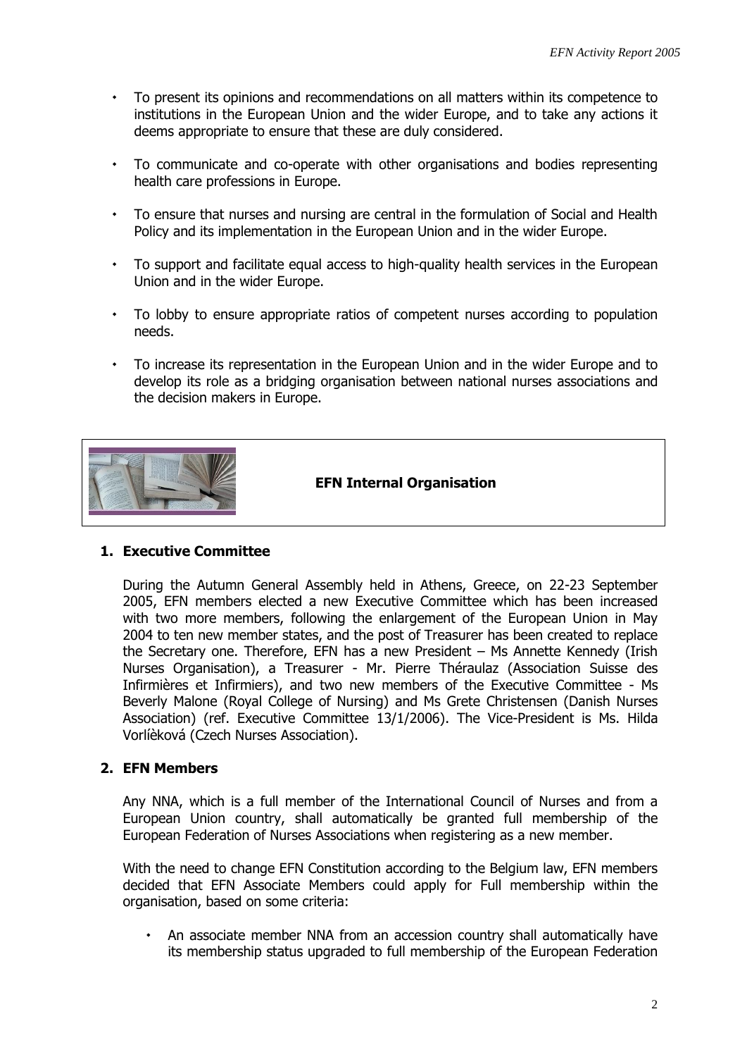- To present its opinions and recommendations on all matters within its competence to institutions in the European Union and the wider Europe, and to take any actions it deems appropriate to ensure that these are duly considered.
- To communicate and co-operate with other organisations and bodies representing health care professions in Europe.
- To ensure that nurses and nursing are central in the formulation of Social and Health Policy and its implementation in the European Union and in the wider Europe.
- To support and facilitate equal access to high-quality health services in the European Union and in the wider Europe.
- To lobby to ensure appropriate ratios of competent nurses according to population needs.
- To increase its representation in the European Union and in the wider Europe and to develop its role as a bridging organisation between national nurses associations and the decision makers in Europe.

## EFN Internal Organisation

### 1. Executive Committee

During the Autumn General Assembly held in Athens, Greece, on 22-23 September 2005, EFN members elected a new Executive Committee which has been increased with two more members, following the enlargement of the European Union in May 2004 to ten new member states, and the post of Treasurer has been created to replace the Secretary one. Therefore, EFN has a new President – Ms Annette Kennedy (Irish Nurses Organisation), a Treasurer - Mr. Pierre Théraulaz (Association Suisse des Infirmières et Infirmiers), and two new members of the Executive Committee - Ms Beverly Malone (Royal College of Nursing) and Ms Grete Christensen (Danish Nurses Association) (ref. Executive Committee 13/1/2006). The Vice-President is Ms. Hilda Vorlíèková (Czech Nurses Association).

### 2. EFN Members

Any NNA, which is a full member of the International Council of Nurses and from a European Union country, shall automatically be granted full membership of the European Federation of Nurses Associations when registering as a new member.

With the need to change EFN Constitution according to the Belgium law, EFN members decided that EFN Associate Members could apply for Full membership within the organisation, based on some criteria:

- An associate member NNA from an accession country shall automatically have its membership status upgraded to full membership of the European Federation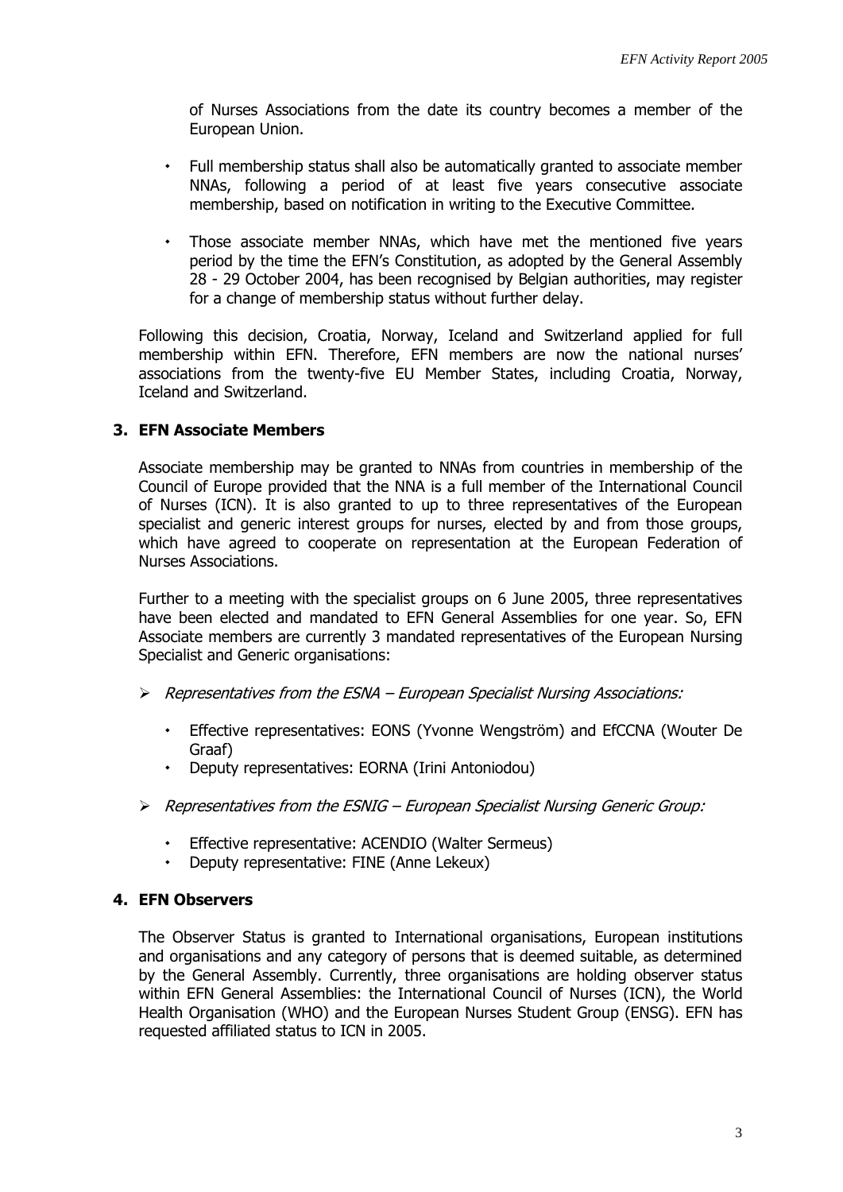of Nurses Associations from the date its country becomes a member of the European Union.

- Full membership status shall also be automatically granted to associate member NNAs, following a period of at least five years consecutive associate membership, based on notification in writing to the Executive Committee.

- Those associate member NNAs, which have met the mentioned five years period by the time the EFN's Constitution, as adopted by the General Assembly 28 - 29 October 2004, has been recognised by Belgian authorities, may register for a change of membership status without further delay.

Following this decision, Croatia, Norway, Iceland and Switzerland applied for full membership within EFN. Therefore, EFN members are now the national nurses' associations from the twenty-five EU Member States, including Croatia, Norway, Iceland and Switzerland.

### 3. EFN Associate Members

Associate membership may be granted to NNAs from countries in membership of the Council of Europe provided that the NNA is a full member of the International Council of Nurses (ICN). It is also granted to up to three representatives of the European specialist and generic interest groups for nurses, elected by and from those groups, which have agreed to cooperate on representation at the European Federation of Nurses Associations.

Further to a meeting with the specialist groups on 6 June 2005, three representatives have been elected and mandated to EFN General Assemblies for one year. So, EFN Associate members are currently 3 mandated representatives of the European Nursing Specialist and Generic organisations:

- *Representatives from the ESNA – European Specialist Nursing Associations:*
  - Effective representatives: EONS (Yvonne Wengström) and EfCCNA (Wouter De Graaf)
  - Deputy representatives: EORNA (Irini Antoniodou)

- *Representatives from the ESNIG – European Specialist Nursing Generic Group:*
  - Effective representative: ACENDIO (Walter Sermeus)
  - Deputy representative: FINE (Anne Lekeux)

### 4. EFN Observers

The Observer Status is granted to International organisations, European institutions and organisations and any category of persons that is deemed suitable, as determined by the General Assembly. Currently, three organisations are holding observer status within EFN General Assemblies: the International Council of Nurses (ICN), the World Health Organisation (WHO) and the European Nurses Student Group (ENSG). EFN has requested affiliated status to ICN in 2005.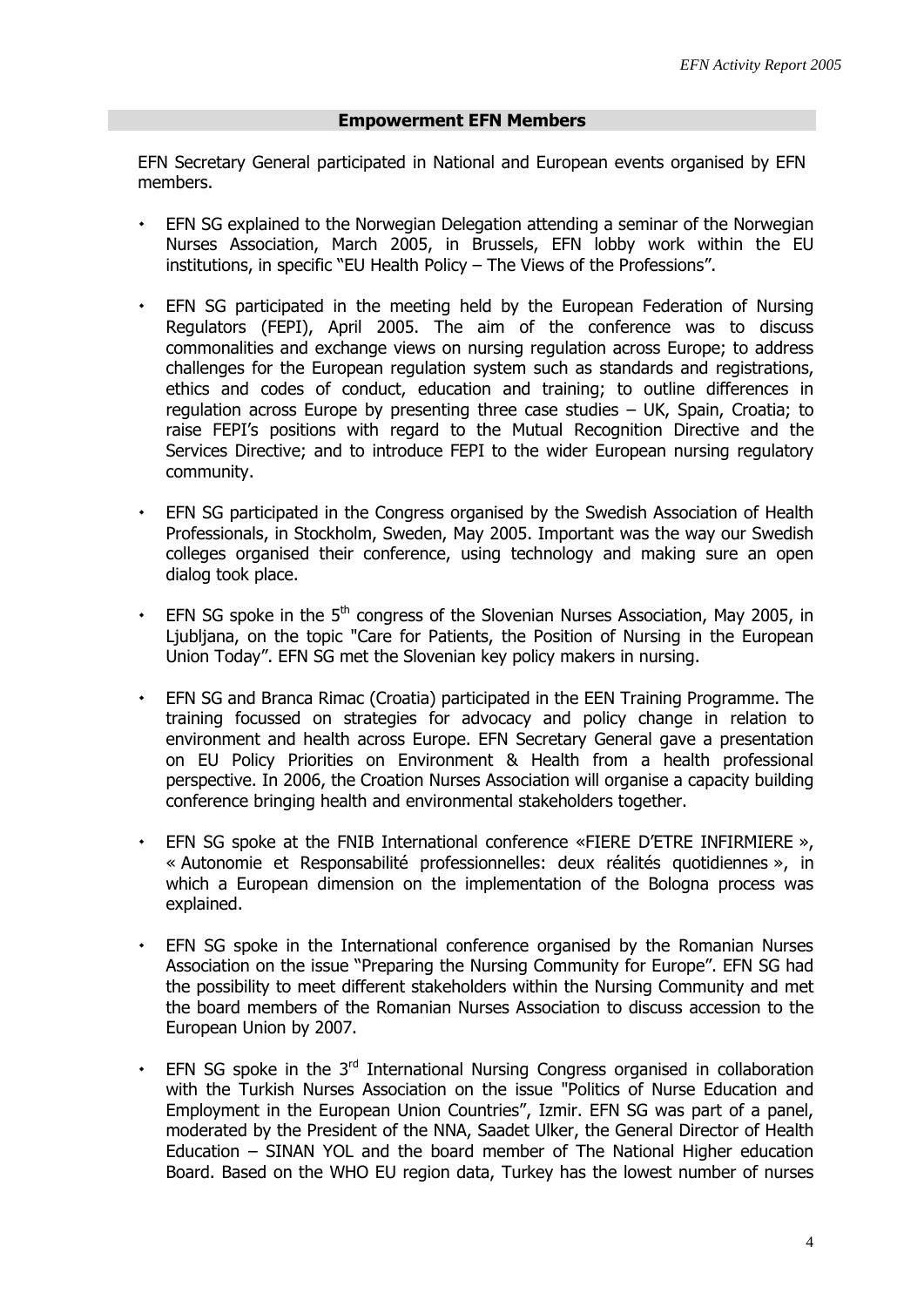## Empowerment EFN Members

EFN Secretary General participated in National and European events organised by EFN members.

- EFN SG explained to the Norwegian Delegation attending a seminar of the Norwegian Nurses Association, March 2005, in Brussels, EFN lobby work within the EU institutions, in specific "EU Health Policy – The Views of the Professions".

- EFN SG participated in the meeting held by the European Federation of Nursing Regulators (FEPI), April 2005. The aim of the conference was to discuss commonalities and exchange views on nursing regulation across Europe; to address challenges for the European regulation system such as standards and registrations, ethics and codes of conduct, education and training; to outline differences in regulation across Europe by presenting three case studies – UK, Spain, Croatia; to raise FEPI's positions with regard to the Mutual Recognition Directive and the Services Directive; and to introduce FEPI to the wider European nursing regulatory community.

- EFN SG participated in the Congress organised by the Swedish Association of Health Professionals, in Stockholm, Sweden, May 2005. Important was the way our Swedish colleges organised their conference, using technology and making sure an open dialog took place.

- EFN SG spoke in the 5th congress of the Slovenian Nurses Association, May 2005, in Ljubljana, on the topic "Care for Patients, the Position of Nursing in the European Union Today". EFN SG met the Slovenian key policy makers in nursing.

- EFN SG and Branca Rimac (Croatia) participated in the EEN Training Programme. The training focussed on strategies for advocacy and policy change in relation to environment and health across Europe. EFN Secretary General gave a presentation on EU Policy Priorities on Environment & Health from a health professional perspective. In 2006, the Croation Nurses Association will organise a capacity building conference bringing health and environmental stakeholders together.

- EFN SG spoke at the FNIB International conference «FIERE D'ETRE INFIRMIERE », « Autonomie et Responsabilité professionnelles: deux réalités quotidiennes », in which a European dimension on the implementation of the Bologna process was explained.

- EFN SG spoke in the International conference organised by the Romanian Nurses Association on the issue "Preparing the Nursing Community for Europe". EFN SG had the possibility to meet different stakeholders within the Nursing Community and met the board members of the Romanian Nurses Association to discuss accession to the European Union by 2007.

- EFN SG spoke in the 3rd International Nursing Congress organised in collaboration with the Turkish Nurses Association on the issue "Politics of Nurse Education and Employment in the European Union Countries", Izmir. EFN SG was part of a panel, moderated by the President of the NNA, Saadet Ulker, the General Director of Health Education – SINAN YOL and the board member of The National Higher education Board. Based on the WHO EU region data, Turkey has the lowest number of nurses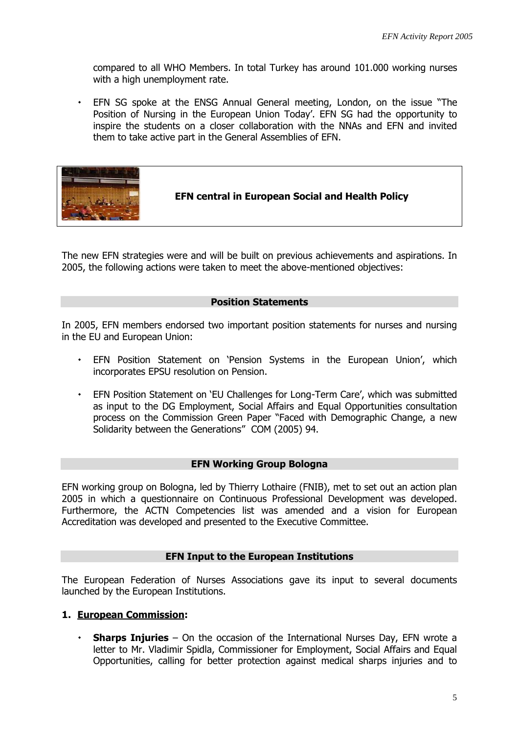compared to all WHO Members. In total Turkey has around 101.000 working nurses with a high unemployment rate.

- EFN SG spoke at the ENSG Annual General meeting, London, on the issue "The Position of Nursing in the European Union Today'. EFN SG had the opportunity to inspire the students on a closer collaboration with the NNAs and EFN and invited them to take active part in the General Assemblies of EFN.

## EFN central in European Social and Health Policy

The new EFN strategies were and will be built on previous achievements and aspirations. In 2005, the following actions were taken to meet the above-mentioned objectives:

### Position Statements

In 2005, EFN members endorsed two important position statements for nurses and nursing in the EU and European Union:

- EFN Position Statement on 'Pension Systems in the European Union', which incorporates EPSU resolution on Pension.
- EFN Position Statement on 'EU Challenges for Long-Term Care', which was submitted as input to the DG Employment, Social Affairs and Equal Opportunities consultation process on the Commission Green Paper "Faced with Demographic Change, a new Solidarity between the Generations" COM (2005) 94.

### EFN Working Group Bologna

EFN working group on Bologna, led by Thierry Lothaire (FNIB), met to set out an action plan 2005 in which a questionnaire on Continuous Professional Development was developed. Furthermore, the ACTN Competencies list was amended and a vision for European Accreditation was developed and presented to the Executive Committee.

### EFN Input to the European Institutions

The European Federation of Nurses Associations gave its input to several documents launched by the European Institutions.

**1. European Commission:**

- **Sharps Injuries** – On the occasion of the International Nurses Day, EFN wrote a letter to Mr. Vladimir Spidla, Commissioner for Employment, Social Affairs and Equal Opportunities, calling for better protection against medical sharps injuries and to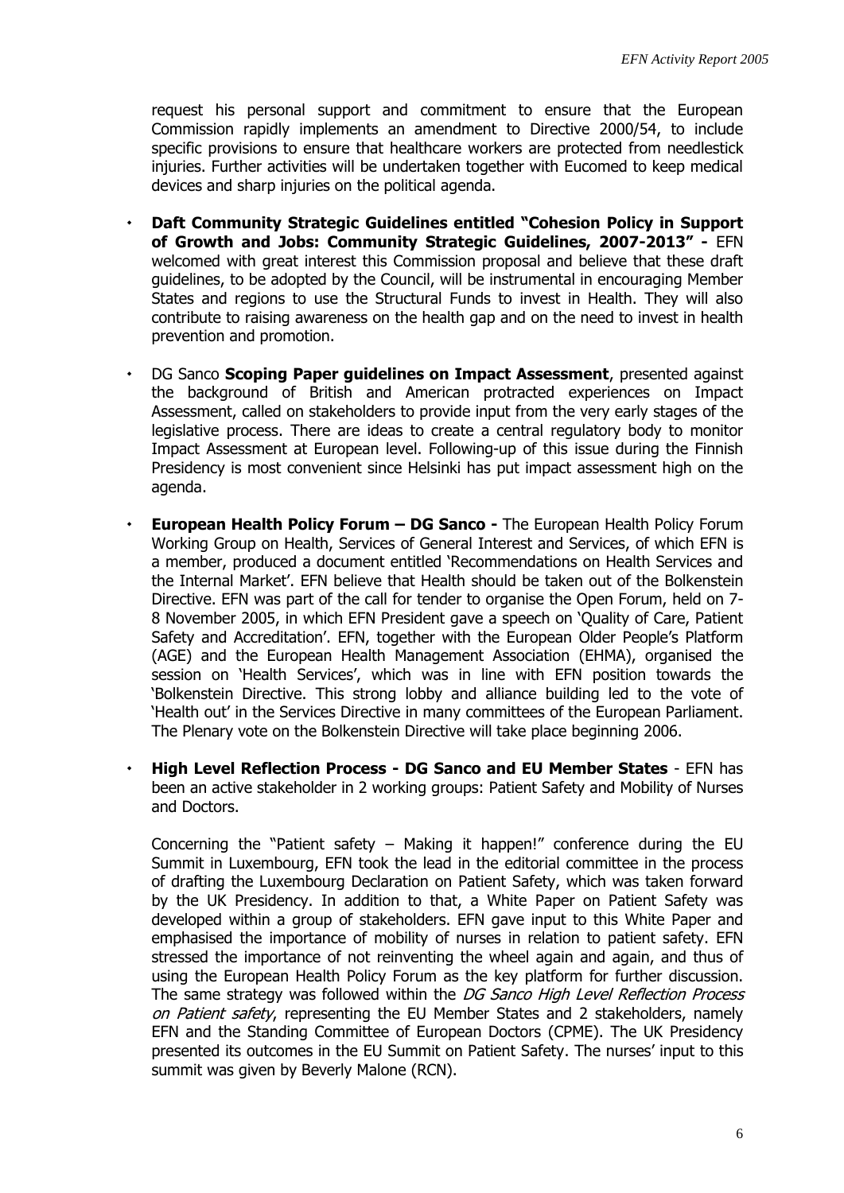request his personal support and commitment to ensure that the European Commission rapidly implements an amendment to Directive 2000/54, to include specific provisions to ensure that healthcare workers are protected from needlestick injuries. Further activities will be undertaken together with Eucomed to keep medical devices and sharp injuries on the political agenda.

- **Daft Community Strategic Guidelines entitled "Cohesion Policy in Support of Growth and Jobs: Community Strategic Guidelines, 2007-2013" -** EFN welcomed with great interest this Commission proposal and believe that these draft guidelines, to be adopted by the Council, will be instrumental in encouraging Member States and regions to use the Structural Funds to invest in Health. They will also contribute to raising awareness on the health gap and on the need to invest in health prevention and promotion.

- DG Sanco **Scoping Paper guidelines on Impact Assessment**, presented against the background of British and American protracted experiences on Impact Assessment, called on stakeholders to provide input from the very early stages of the legislative process. There are ideas to create a central regulatory body to monitor Impact Assessment at European level. Following-up of this issue during the Finnish Presidency is most convenient since Helsinki has put impact assessment high on the agenda.

- **European Health Policy Forum – DG Sanco -** The European Health Policy Forum Working Group on Health, Services of General Interest and Services, of which EFN is a member, produced a document entitled 'Recommendations on Health Services and the Internal Market'. EFN believe that Health should be taken out of the Bolkenstein Directive. EFN was part of the call for tender to organise the Open Forum, held on 7-8 November 2005, in which EFN President gave a speech on 'Quality of Care, Patient Safety and Accreditation'. EFN, together with the European Older People's Platform (AGE) and the European Health Management Association (EHMA), organised the session on 'Health Services', which was in line with EFN position towards the 'Bolkenstein Directive. This strong lobby and alliance building led to the vote of 'Health out' in the Services Directive in many committees of the European Parliament. The Plenary vote on the Bolkenstein Directive will take place beginning 2006.

- **High Level Reflection Process - DG Sanco and EU Member States** - EFN has been an active stakeholder in 2 working groups: Patient Safety and Mobility of Nurses and Doctors.

  Concerning the "Patient safety – Making it happen!" conference during the EU Summit in Luxembourg, EFN took the lead in the editorial committee in the process of drafting the Luxembourg Declaration on Patient Safety, which was taken forward by the UK Presidency. In addition to that, a White Paper on Patient Safety was developed within a group of stakeholders. EFN gave input to this White Paper and emphasised the importance of mobility of nurses in relation to patient safety. EFN stressed the importance of not reinventing the wheel again and again, and thus of using the European Health Policy Forum as the key platform for further discussion. The same strategy was followed within the *DG Sanco High Level Reflection Process on Patient safety*, representing the EU Member States and 2 stakeholders, namely EFN and the Standing Committee of European Doctors (CPME). The UK Presidency presented its outcomes in the EU Summit on Patient Safety. The nurses' input to this summit was given by Beverly Malone (RCN).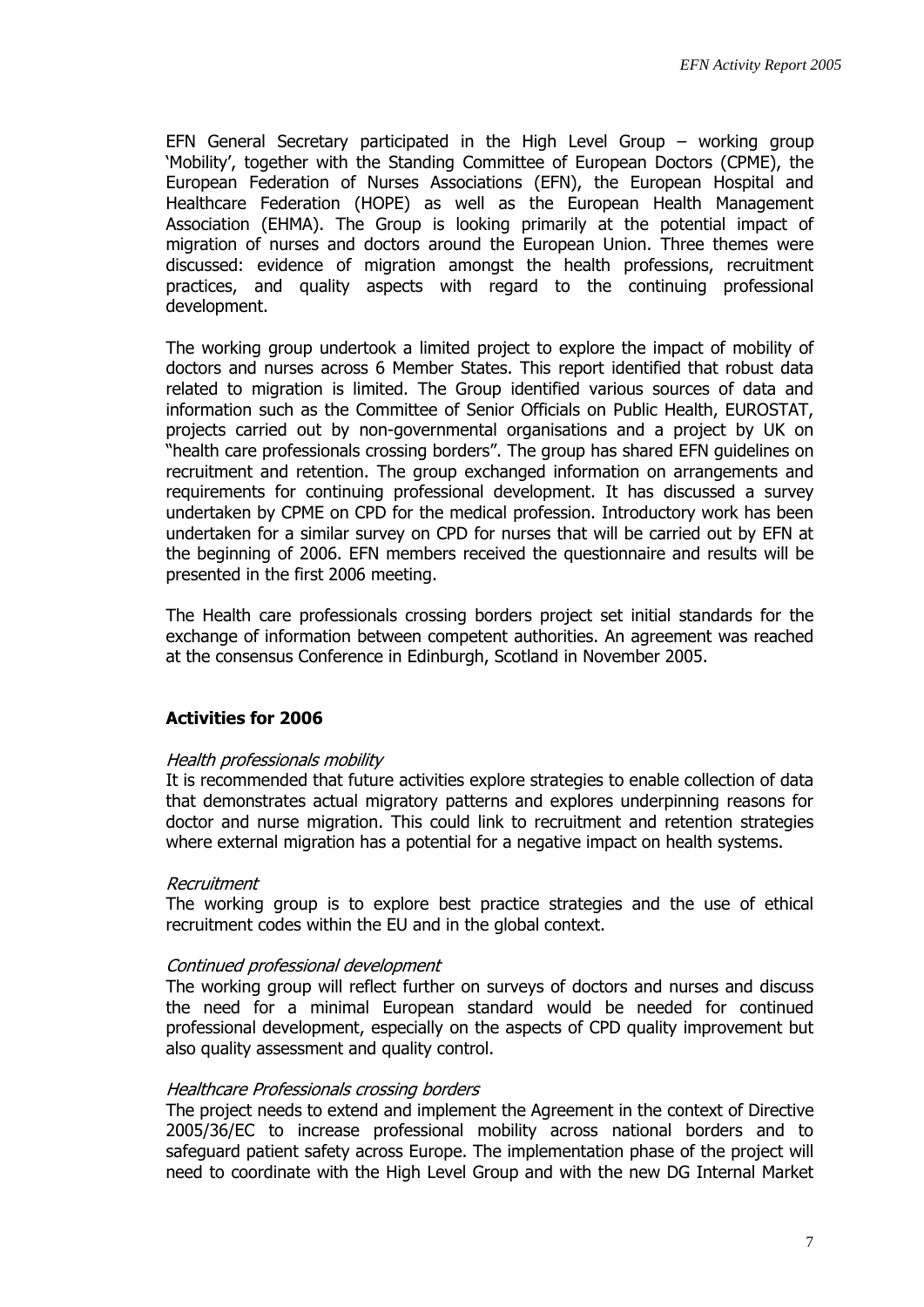EFN General Secretary participated in the High Level Group – working group 'Mobility', together with the Standing Committee of European Doctors (CPME), the European Federation of Nurses Associations (EFN), the European Hospital and Healthcare Federation (HOPE) as well as the European Health Management Association (EHMA). The Group is looking primarily at the potential impact of migration of nurses and doctors around the European Union. Three themes were discussed: evidence of migration amongst the health professions, recruitment practices, and quality aspects with regard to the continuing professional development.

The working group undertook a limited project to explore the impact of mobility of doctors and nurses across 6 Member States. This report identified that robust data related to migration is limited. The Group identified various sources of data and information such as the Committee of Senior Officials on Public Health, EUROSTAT, projects carried out by non-governmental organisations and a project by UK on "health care professionals crossing borders". The group has shared EFN guidelines on recruitment and retention. The group exchanged information on arrangements and requirements for continuing professional development. It has discussed a survey undertaken by CPME on CPD for the medical profession. Introductory work has been undertaken for a similar survey on CPD for nurses that will be carried out by EFN at the beginning of 2006. EFN members received the questionnaire and results will be presented in the first 2006 meeting.

The Health care professionals crossing borders project set initial standards for the exchange of information between competent authorities. An agreement was reached at the consensus Conference in Edinburgh, Scotland in November 2005.

**Activities for 2006**

*Health professionals mobility*
It is recommended that future activities explore strategies to enable collection of data that demonstrates actual migratory patterns and explores underpinning reasons for doctor and nurse migration. This could link to recruitment and retention strategies where external migration has a potential for a negative impact on health systems.

*Recruitment*
The working group is to explore best practice strategies and the use of ethical recruitment codes within the EU and in the global context.

*Continued professional development*
The working group will reflect further on surveys of doctors and nurses and discuss the need for a minimal European standard would be needed for continued professional development, especially on the aspects of CPD quality improvement but also quality assessment and quality control.

*Healthcare Professionals crossing borders*
The project needs to extend and implement the Agreement in the context of Directive 2005/36/EC to increase professional mobility across national borders and to safeguard patient safety across Europe. The implementation phase of the project will need to coordinate with the High Level Group and with the new DG Internal Market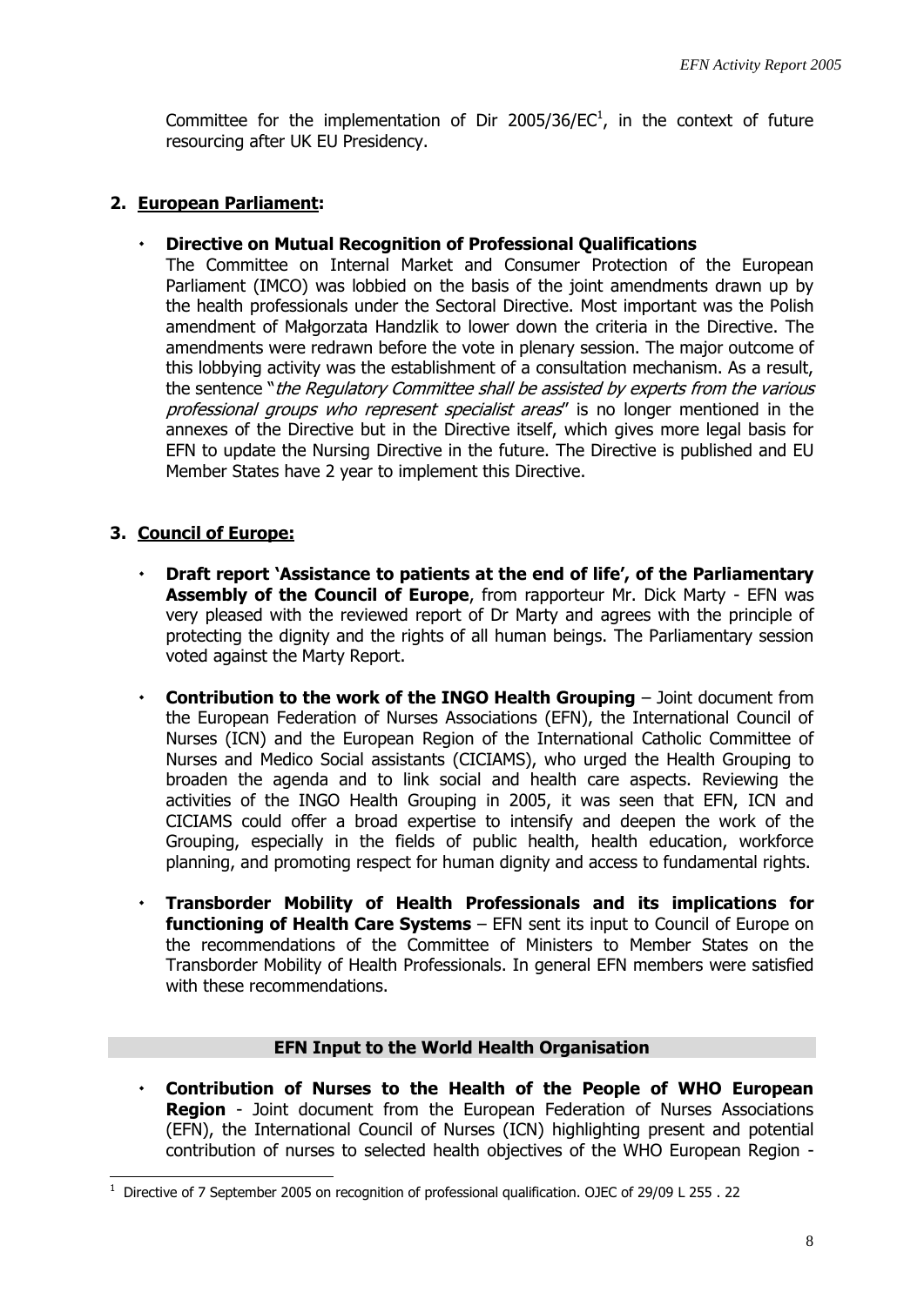Committee for the implementation of Dir 2005/36/EC[1], in the context of future resourcing after UK EU Presidency.

## 2. European Parliament:

- **Directive on Mutual Recognition of Professional Qualifications**
  The Committee on Internal Market and Consumer Protection of the European Parliament (IMCO) was lobbied on the basis of the joint amendments drawn up by the health professionals under the Sectoral Directive. Most important was the Polish amendment of Małgorzata Handzlik to lower down the criteria in the Directive. The amendments were redrawn before the vote in plenary session. The major outcome of this lobbying activity was the establishment of a consultation mechanism. As a result, the sentence "*the Regulatory Committee shall be assisted by experts from the various professional groups who represent specialist areas*" is no longer mentioned in the annexes of the Directive but in the Directive itself, which gives more legal basis for EFN to update the Nursing Directive in the future. The Directive is published and EU Member States have 2 year to implement this Directive.

## 3. Council of Europe:

- **Draft report 'Assistance to patients at the end of life', of the Parliamentary Assembly of the Council of Europe**, from rapporteur Mr. Dick Marty - EFN was very pleased with the reviewed report of Dr Marty and agrees with the principle of protecting the dignity and the rights of all human beings. The Parliamentary session voted against the Marty Report.

- **Contribution to the work of the INGO Health Grouping** – Joint document from the European Federation of Nurses Associations (EFN), the International Council of Nurses (ICN) and the European Region of the International Catholic Committee of Nurses and Medico Social assistants (CICIAMS), who urged the Health Grouping to broaden the agenda and to link social and health care aspects. Reviewing the activities of the INGO Health Grouping in 2005, it was seen that EFN, ICN and CICIAMS could offer a broad expertise to intensify and deepen the work of the Grouping, especially in the fields of public health, health education, workforce planning, and promoting respect for human dignity and access to fundamental rights.

- **Transborder Mobility of Health Professionals and its implications for functioning of Health Care Systems** – EFN sent its input to Council of Europe on the recommendations of the Committee of Ministers to Member States on the Transborder Mobility of Health Professionals. In general EFN members were satisfied with these recommendations.

### EFN Input to the World Health Organisation

- **Contribution of Nurses to the Health of the People of WHO European Region** - Joint document from the European Federation of Nurses Associations (EFN), the International Council of Nurses (ICN) highlighting present and potential contribution of nurses to selected health objectives of the WHO European Region -

---

[1] Directive of 7 September 2005 on recognition of professional qualification. OJEC of 29/09 L 255 . 22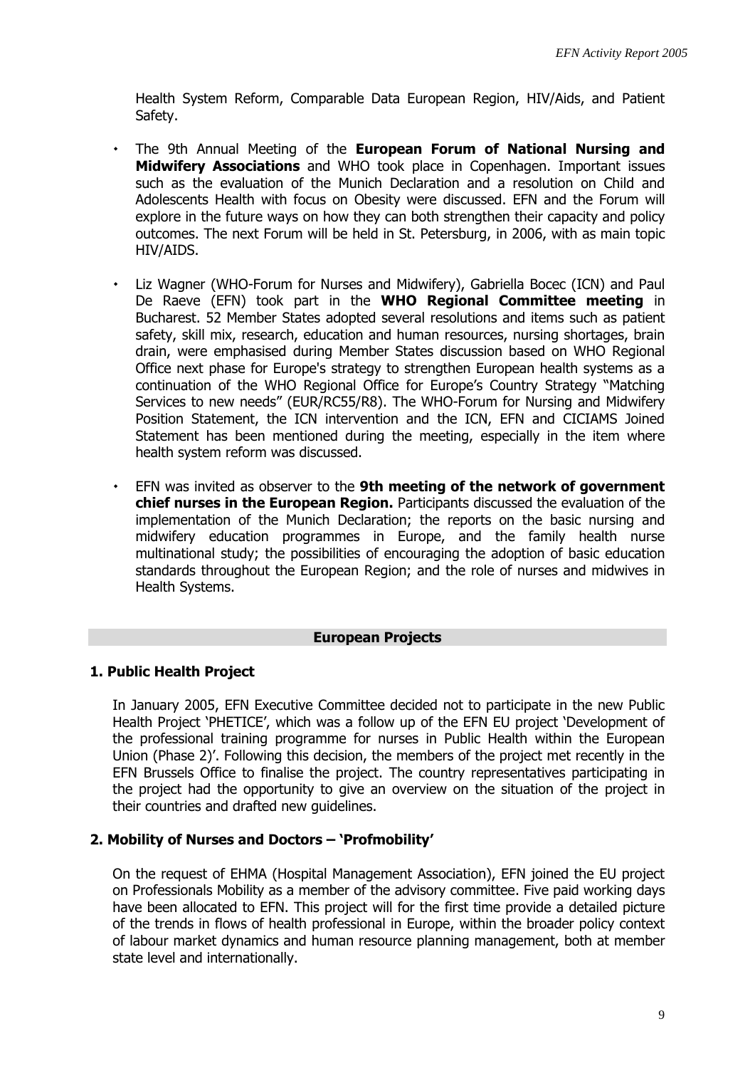Health System Reform, Comparable Data European Region, HIV/Aids, and Patient Safety.

- The 9th Annual Meeting of the **European Forum of National Nursing and Midwifery Associations** and WHO took place in Copenhagen. Important issues such as the evaluation of the Munich Declaration and a resolution on Child and Adolescents Health with focus on Obesity were discussed. EFN and the Forum will explore in the future ways on how they can both strengthen their capacity and policy outcomes. The next Forum will be held in St. Petersburg, in 2006, with as main topic HIV/AIDS.

- Liz Wagner (WHO-Forum for Nurses and Midwifery), Gabriella Bocec (ICN) and Paul De Raeve (EFN) took part in the **WHO Regional Committee meeting** in Bucharest. 52 Member States adopted several resolutions and items such as patient safety, skill mix, research, education and human resources, nursing shortages, brain drain, were emphasised during Member States discussion based on WHO Regional Office next phase for Europe's strategy to strengthen European health systems as a continuation of the WHO Regional Office for Europe's Country Strategy "Matching Services to new needs" (EUR/RC55/R8). The WHO-Forum for Nursing and Midwifery Position Statement, the ICN intervention and the ICN, EFN and CICIAMS Joined Statement has been mentioned during the meeting, especially in the item where health system reform was discussed.

- EFN was invited as observer to the **9th meeting of the network of government chief nurses in the European Region.** Participants discussed the evaluation of the implementation of the Munich Declaration; the reports on the basic nursing and midwifery education programmes in Europe, and the family health nurse multinational study; the possibilities of encouraging the adoption of basic education standards throughout the European Region; and the role of nurses and midwives in Health Systems.

## European Projects

### 1. Public Health Project

In January 2005, EFN Executive Committee decided not to participate in the new Public Health Project 'PHETICE', which was a follow up of the EFN EU project 'Development of the professional training programme for nurses in Public Health within the European Union (Phase 2)'. Following this decision, the members of the project met recently in the EFN Brussels Office to finalise the project. The country representatives participating in the project had the opportunity to give an overview on the situation of the project in their countries and drafted new guidelines.

### 2. Mobility of Nurses and Doctors – 'Profmobility'

On the request of EHMA (Hospital Management Association), EFN joined the EU project on Professionals Mobility as a member of the advisory committee. Five paid working days have been allocated to EFN. This project will for the first time provide a detailed picture of the trends in flows of health professional in Europe, within the broader policy context of labour market dynamics and human resource planning management, both at member state level and internationally.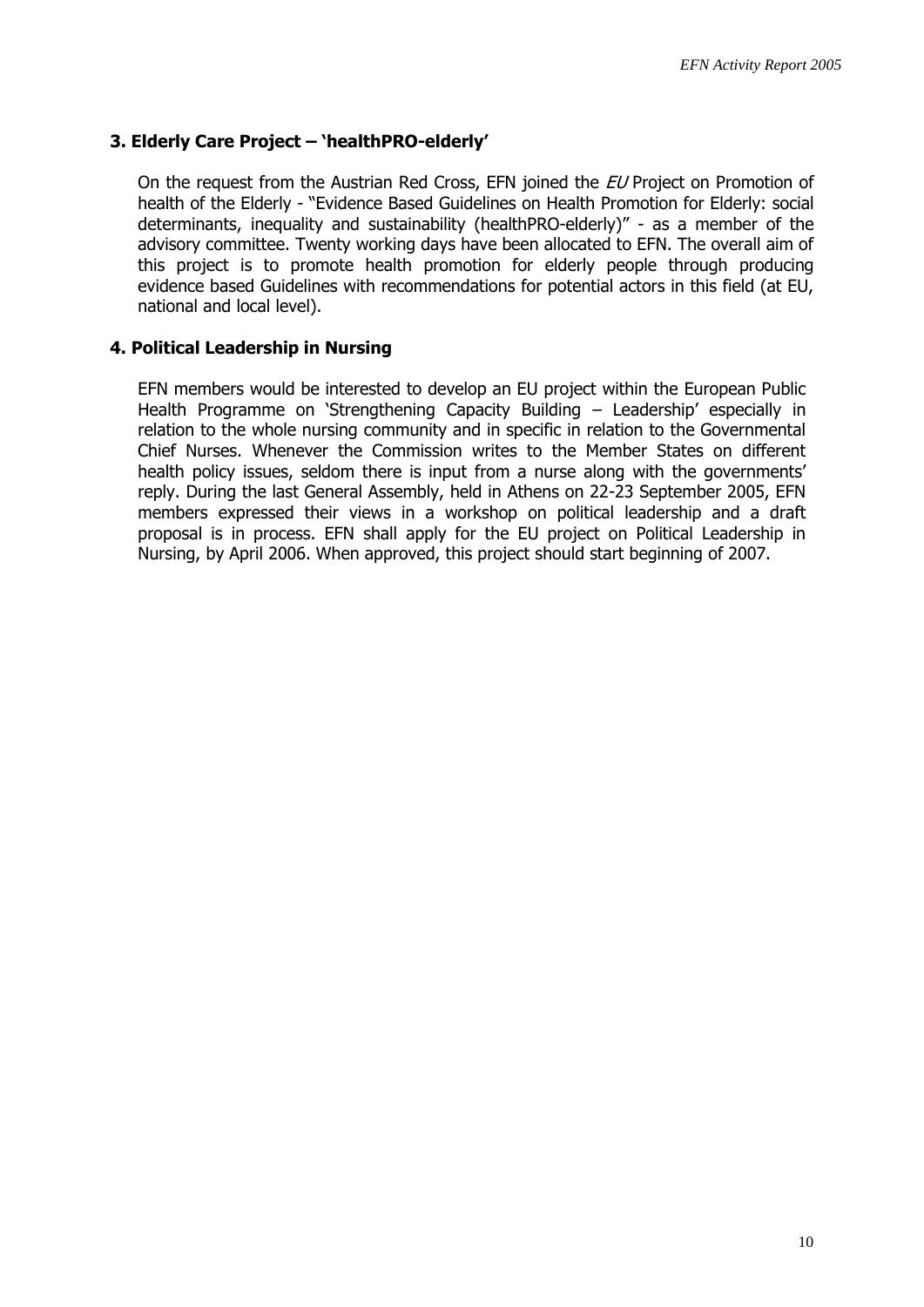### 3. Elderly Care Project – 'healthPRO-elderly'

On the request from the Austrian Red Cross, EFN joined the *EU* Project on Promotion of health of the Elderly - "Evidence Based Guidelines on Health Promotion for Elderly: social determinants, inequality and sustainability (healthPRO-elderly)" - as a member of the advisory committee. Twenty working days have been allocated to EFN. The overall aim of this project is to promote health promotion for elderly people through producing evidence based Guidelines with recommendations for potential actors in this field (at EU, national and local level).

### 4. Political Leadership in Nursing

EFN members would be interested to develop an EU project within the European Public Health Programme on 'Strengthening Capacity Building – Leadership' especially in relation to the whole nursing community and in specific in relation to the Governmental Chief Nurses. Whenever the Commission writes to the Member States on different health policy issues, seldom there is input from a nurse along with the governments' reply. During the last General Assembly, held in Athens on 22-23 September 2005, EFN members expressed their views in a workshop on political leadership and a draft proposal is in process. EFN shall apply for the EU project on Political Leadership in Nursing, by April 2006. When approved, this project should start beginning of 2007.